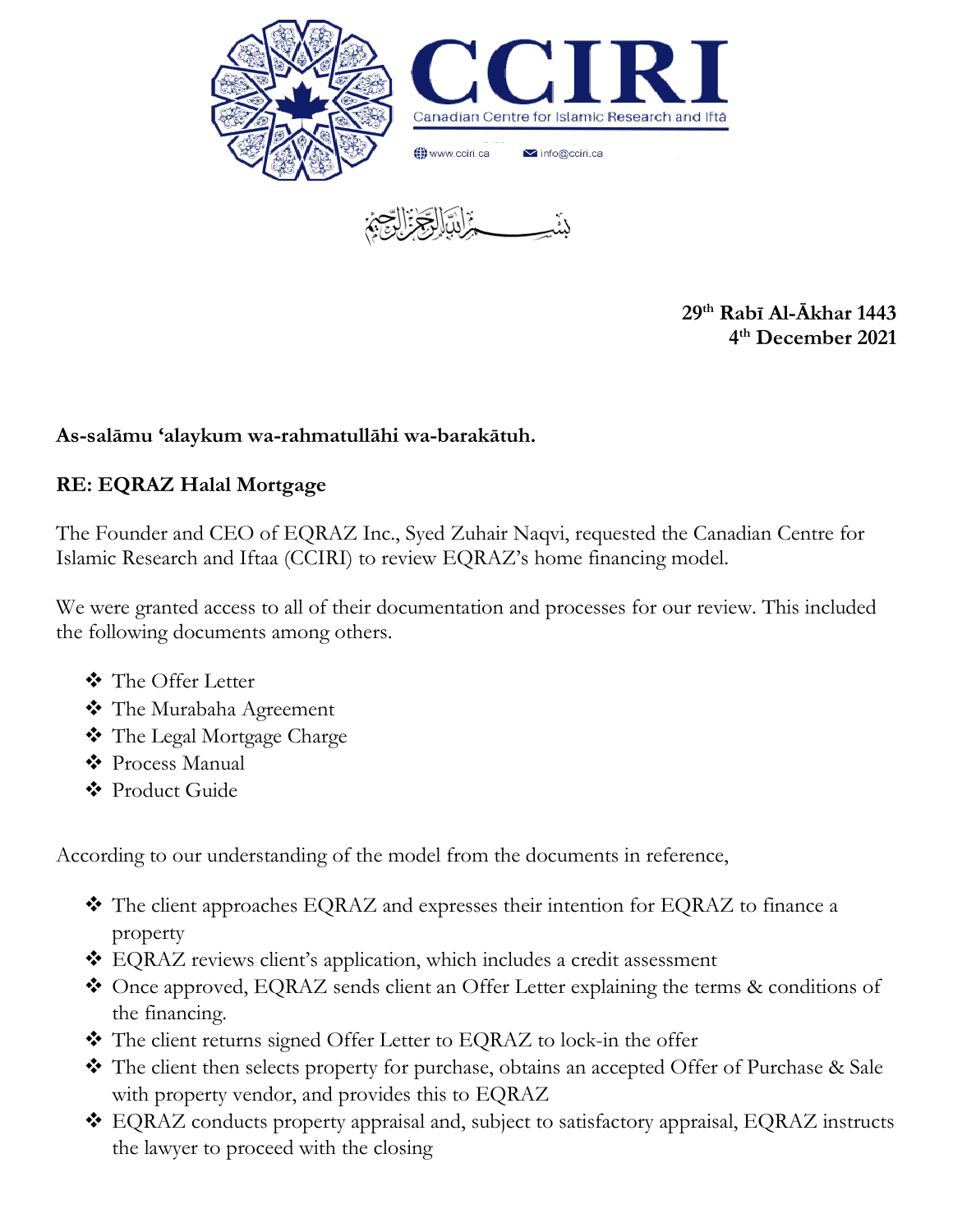# CCIRI

Canadian Centre for Islamic Research and Iftā

www.cciri.ca info@cciri.ca

بِسْمِ اللَّهِ الرَّحْمَٰنِ الرَّحِيمِ

**29th Rabī Al-Ākhar 1443**
**4th December 2021**

**As-salāmu 'alaykum wa-rahmatullāhi wa-barakātuh.**

**RE: EQRAZ Halal Mortgage**

The Founder and CEO of EQRAZ Inc., Syed Zuhair Naqvi, requested the Canadian Centre for Islamic Research and Iftaa (CCIRI) to review EQRAZ's home financing model.

We were granted access to all of their documentation and processes for our review. This included the following documents among others.

- The Offer Letter
- The Murabaha Agreement
- The Legal Mortgage Charge
- Process Manual
- Product Guide

According to our understanding of the model from the documents in reference,

- The client approaches EQRAZ and expresses their intention for EQRAZ to finance a property
- EQRAZ reviews client's application, which includes a credit assessment
- Once approved, EQRAZ sends client an Offer Letter explaining the terms & conditions of the financing.
- The client returns signed Offer Letter to EQRAZ to lock-in the offer
- The client then selects property for purchase, obtains an accepted Offer of Purchase & Sale with property vendor, and provides this to EQRAZ
- EQRAZ conducts property appraisal and, subject to satisfactory appraisal, EQRAZ instructs the lawyer to proceed with the closing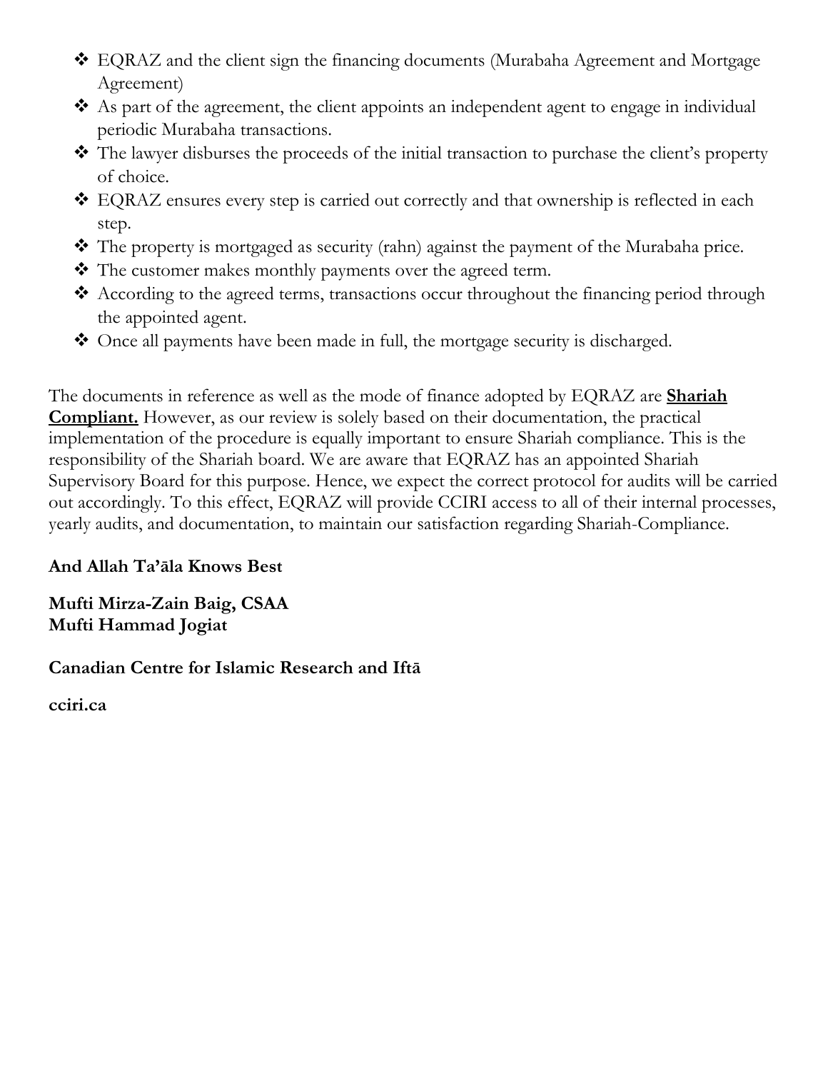- EQRAZ and the client sign the financing documents (Murabaha Agreement and Mortgage Agreement)
- As part of the agreement, the client appoints an independent agent to engage in individual periodic Murabaha transactions.
- The lawyer disburses the proceeds of the initial transaction to purchase the client's property of choice.
- EQRAZ ensures every step is carried out correctly and that ownership is reflected in each step.
- The property is mortgaged as security (rahn) against the payment of the Murabaha price.
- The customer makes monthly payments over the agreed term.
- According to the agreed terms, transactions occur throughout the financing period through the appointed agent.
- Once all payments have been made in full, the mortgage security is discharged.

The documents in reference as well as the mode of finance adopted by EQRAZ are **Shariah Compliant.** However, as our review is solely based on their documentation, the practical implementation of the procedure is equally important to ensure Shariah compliance. This is the responsibility of the Shariah board. We are aware that EQRAZ has an appointed Shariah Supervisory Board for this purpose. Hence, we expect the correct protocol for audits will be carried out accordingly. To this effect, EQRAZ will provide CCIRI access to all of their internal processes, yearly audits, and documentation, to maintain our satisfaction regarding Shariah-Compliance.

**And Allah Ta'āla Knows Best**

**Mufti Mirza-Zain Baig, CSAA**
**Mufti Hammad Jogiat**

**Canadian Centre for Islamic Research and Iftā**

**cciri.ca**